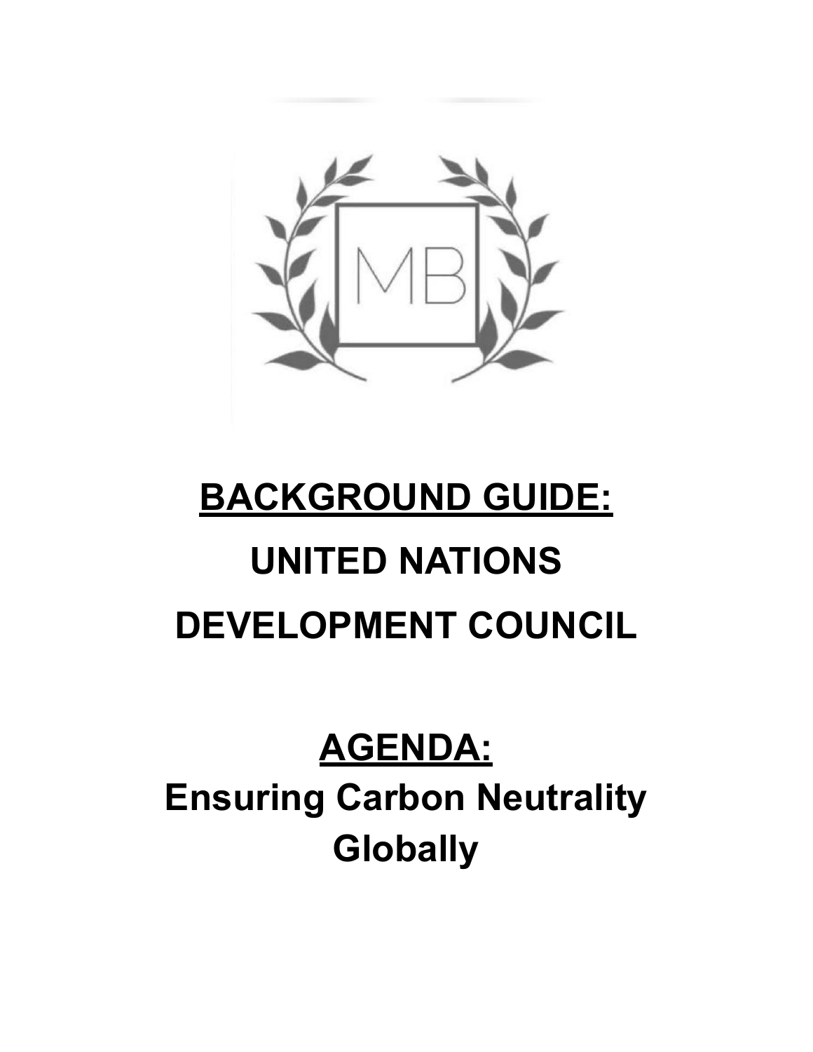# BACKGROUND GUIDE:

# UNITED NATIONS DEVELOPMENT COUNCIL

## AGENDA:

## Ensuring Carbon Neutrality Globally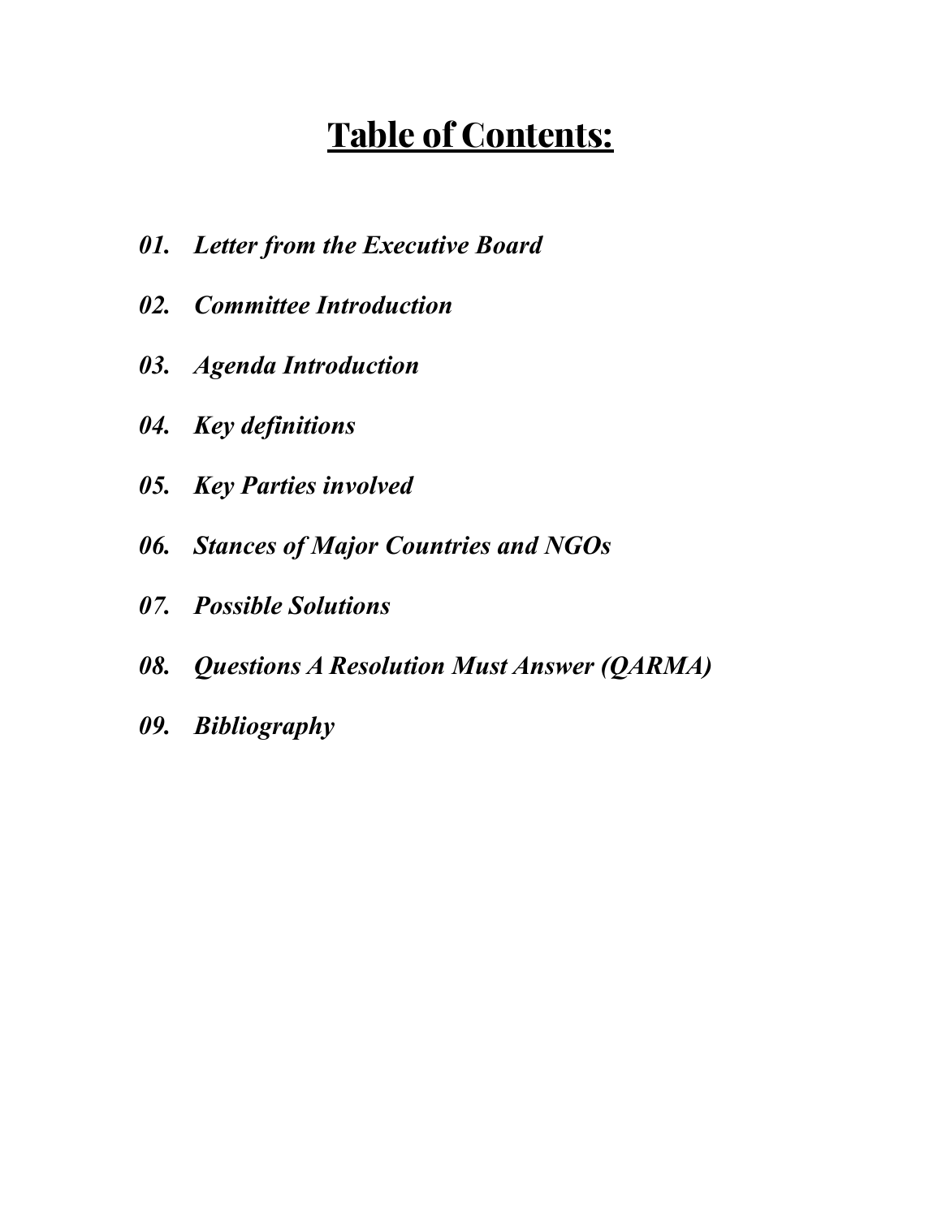# Table of Contents:

*01. Letter from the Executive Board*

*02. Committee Introduction*

*03. Agenda Introduction*

*04. Key definitions*

*05. Key Parties involved*

*06. Stances of Major Countries and NGOs*

*07. Possible Solutions*

*08. Questions A Resolution Must Answer (QARMA)*

*09. Bibliography*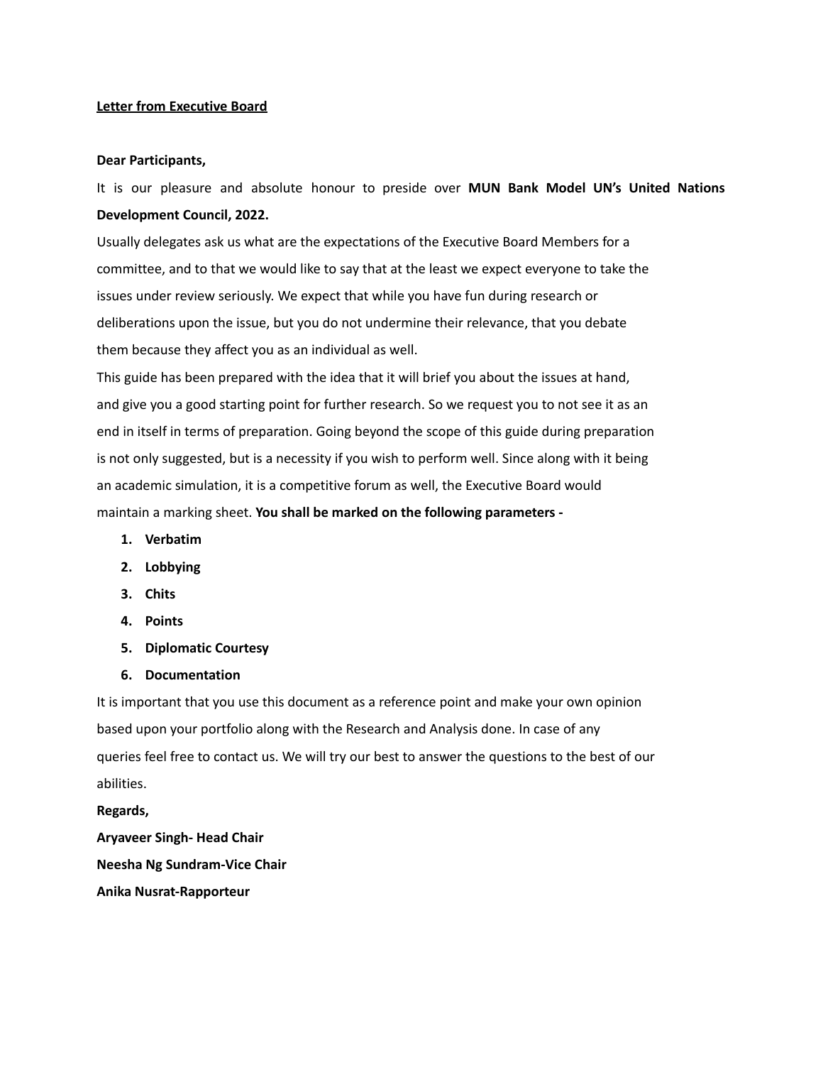**Letter from Executive Board**

**Dear Participants,**

It is our pleasure and absolute honour to preside over **MUN Bank Model UN's United Nations Development Council, 2022.**

Usually delegates ask us what are the expectations of the Executive Board Members for a committee, and to that we would like to say that at the least we expect everyone to take the issues under review seriously. We expect that while you have fun during research or deliberations upon the issue, but you do not undermine their relevance, that you debate them because they affect you as an individual as well.

This guide has been prepared with the idea that it will brief you about the issues at hand, and give you a good starting point for further research. So we request you to not see it as an end in itself in terms of preparation. Going beyond the scope of this guide during preparation is not only suggested, but is a necessity if you wish to perform well. Since along with it being an academic simulation, it is a competitive forum as well, the Executive Board would maintain a marking sheet. **You shall be marked on the following parameters -**

1. **Verbatim**
2. **Lobbying**
3. **Chits**
4. **Points**
5. **Diplomatic Courtesy**
6. **Documentation**

It is important that you use this document as a reference point and make your own opinion based upon your portfolio along with the Research and Analysis done. In case of any queries feel free to contact us. We will try our best to answer the questions to the best of our abilities.

**Regards,**

**Aryaveer Singh- Head Chair**

**Neesha Ng Sundram-Vice Chair**

**Anika Nusrat-Rapporteur**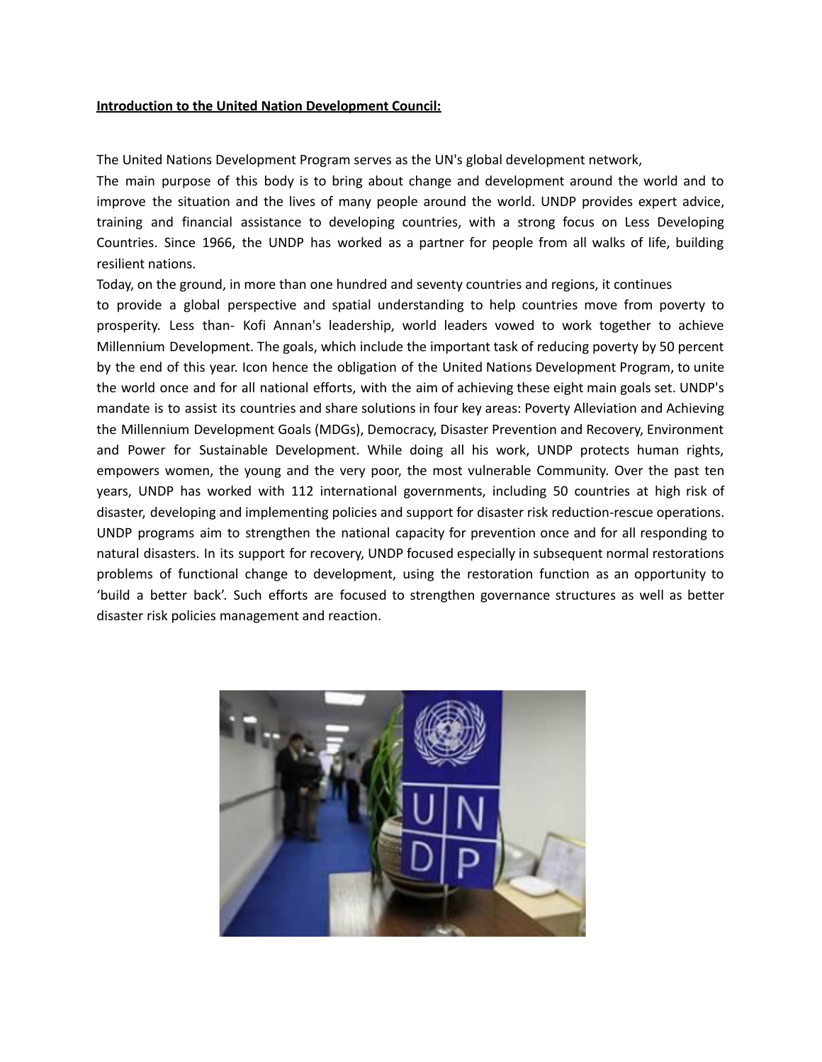**Introduction to the United Nation Development Council:**

The United Nations Development Program serves as the UN's global development network,
The main purpose of this body is to bring about change and development around the world and to improve the situation and the lives of many people around the world. UNDP provides expert advice, training and financial assistance to developing countries, with a strong focus on Less Developing Countries. Since 1966, the UNDP has worked as a partner for people from all walks of life, building resilient nations.
Today, on the ground, in more than one hundred and seventy countries and regions, it continues to provide a global perspective and spatial understanding to help countries move from poverty to prosperity. Less than- Kofi Annan's leadership, world leaders vowed to work together to achieve Millennium Development. The goals, which include the important task of reducing poverty by 50 percent by the end of this year. Icon hence the obligation of the United Nations Development Program, to unite the world once and for all national efforts, with the aim of achieving these eight main goals set. UNDP's mandate is to assist its countries and share solutions in four key areas: Poverty Alleviation and Achieving the Millennium Development Goals (MDGs), Democracy, Disaster Prevention and Recovery, Environment and Power for Sustainable Development. While doing all his work, UNDP protects human rights, empowers women, the young and the very poor, the most vulnerable Community. Over the past ten years, UNDP has worked with 112 international governments, including 50 countries at high risk of disaster, developing and implementing policies and support for disaster risk reduction-rescue operations. UNDP programs aim to strengthen the national capacity for prevention once and for all responding to natural disasters. In its support for recovery, UNDP focused especially in subsequent normal restorations problems of functional change to development, using the restoration function as an opportunity to 'build a better back'. Such efforts are focused to strengthen governance structures as well as better disaster risk policies management and reaction.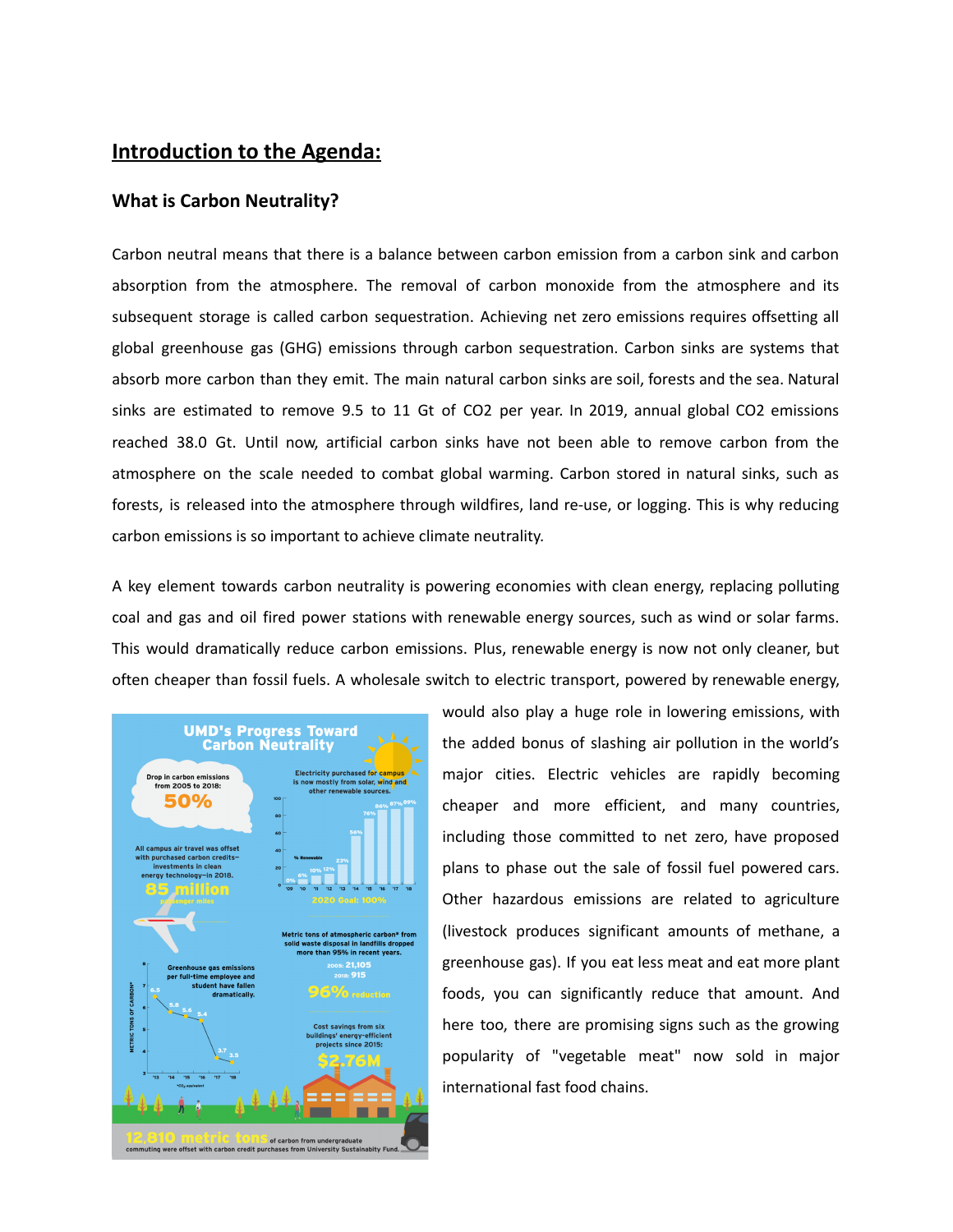## Introduction to the Agenda:

### What is Carbon Neutrality?

Carbon neutral means that there is a balance between carbon emission from a carbon sink and carbon absorption from the atmosphere. The removal of carbon monoxide from the atmosphere and its subsequent storage is called carbon sequestration. Achieving net zero emissions requires offsetting all global greenhouse gas (GHG) emissions through carbon sequestration. Carbon sinks are systems that absorb more carbon than they emit. The main natural carbon sinks are soil, forests and the sea. Natural sinks are estimated to remove 9.5 to 11 Gt of CO2 per year. In 2019, annual global CO2 emissions reached 38.0 Gt. Until now, artificial carbon sinks have not been able to remove carbon from the atmosphere on the scale needed to combat global warming. Carbon stored in natural sinks, such as forests, is released into the atmosphere through wildfires, land re-use, or logging. This is why reducing carbon emissions is so important to achieve climate neutrality.

A key element towards carbon neutrality is powering economies with clean energy, replacing polluting coal and gas and oil fired power stations with renewable energy sources, such as wind or solar farms. This would dramatically reduce carbon emissions. Plus, renewable energy is now not only cleaner, but often cheaper than fossil fuels. A wholesale switch to electric transport, powered by renewable energy, would also play a huge role in lowering emissions, with the added bonus of slashing air pollution in the world's major cities. Electric vehicles are rapidly becoming cheaper and more efficient, and many countries, including those committed to net zero, have proposed plans to phase out the sale of fossil fuel powered cars. Other hazardous emissions are related to agriculture (livestock produces significant amounts of methane, a greenhouse gas). If you eat less meat and eat more plant foods, you can significantly reduce that amount. And here too, there are promising signs such as the growing popularity of "vegetable meat" now sold in major international fast food chains.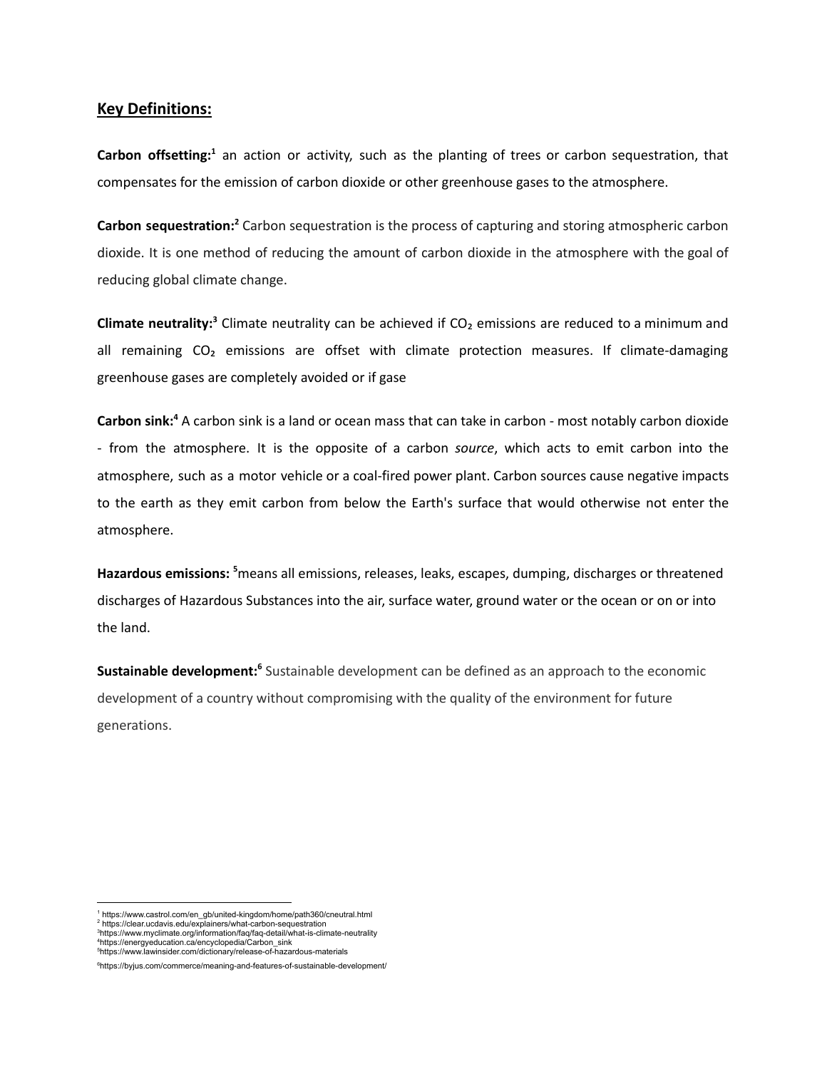## Key Definitions:

**Carbon offsetting:**[1] an action or activity, such as the planting of trees or carbon sequestration, that compensates for the emission of carbon dioxide or other greenhouse gases to the atmosphere.

**Carbon sequestration:**[2] Carbon sequestration is the process of capturing and storing atmospheric carbon dioxide. It is one method of reducing the amount of carbon dioxide in the atmosphere with the goal of reducing global climate change.

**Climate neutrality:**[3] Climate neutrality can be achieved if $CO_2$ emissions are reduced to a minimum and all remaining $CO_2$ emissions are offset with climate protection measures. If climate-damaging greenhouse gases are completely avoided or if gase

**Carbon sink:**[4] A carbon sink is a land or ocean mass that can take in carbon - most notably carbon dioxide - from the atmosphere. It is the opposite of a carbon *source*, which acts to emit carbon into the atmosphere, such as a motor vehicle or a coal-fired power plant. Carbon sources cause negative impacts to the earth as they emit carbon from below the Earth's surface that would otherwise not enter the atmosphere.

**Hazardous emissions:** [5]means all emissions, releases, leaks, escapes, dumping, discharges or threatened discharges of Hazardous Substances into the air, surface water, ground water or the ocean or on or into the land.

**Sustainable development:**[6] Sustainable development can be defined as an approach to the economic development of a country without compromising with the quality of the environment for future generations.

---

[1] https://www.castrol.com/en_gb/united-kingdom/home/path360/cneutral.html
[2] https://clear.ucdavis.edu/explainers/what-carbon-sequestration
[3] https://www.myclimate.org/information/faq/faq-detail/what-is-climate-neutrality
[4] https://energyeducation.ca/encyclopedia/Carbon_sink
[5] https://www.lawinsider.com/dictionary/release-of-hazardous-materials
[6] https://byjus.com/commerce/meaning-and-features-of-sustainable-development/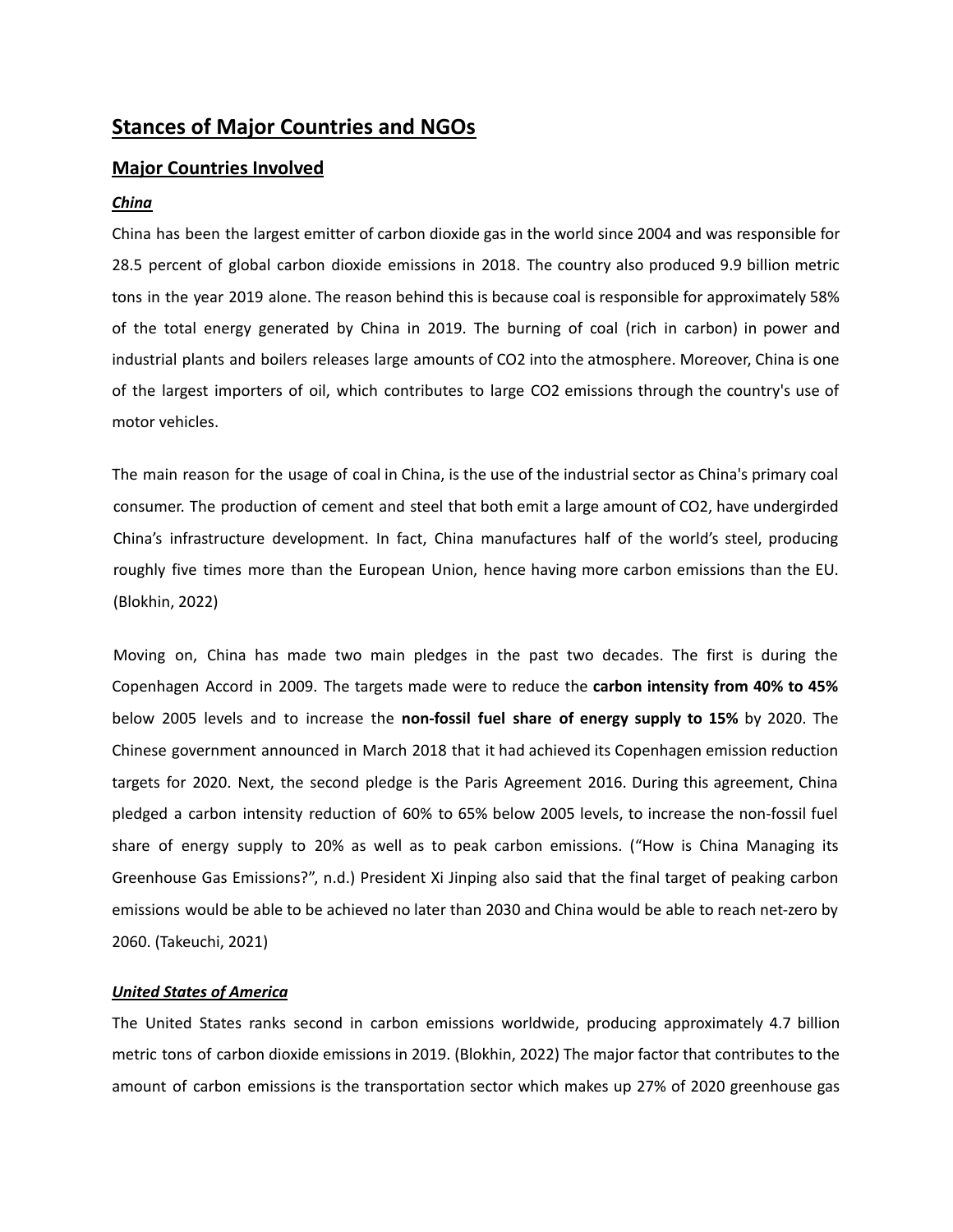## Stances of Major Countries and NGOs

## Major Countries Involved

### *China*

China has been the largest emitter of carbon dioxide gas in the world since 2004 and was responsible for 28.5 percent of global carbon dioxide emissions in 2018. The country also produced 9.9 billion metric tons in the year 2019 alone. The reason behind this is because coal is responsible for approximately 58% of the total energy generated by China in 2019. The burning of coal (rich in carbon) in power and industrial plants and boilers releases large amounts of CO2 into the atmosphere. Moreover, China is one of the largest importers of oil, which contributes to large CO2 emissions through the country's use of motor vehicles.

The main reason for the usage of coal in China, is the use of the industrial sector as China's primary coal consumer. The production of cement and steel that both emit a large amount of CO2, have undergirded China's infrastructure development. In fact, China manufactures half of the world's steel, producing roughly five times more than the European Union, hence having more carbon emissions than the EU. (Blokhin, 2022)

Moving on, China has made two main pledges in the past two decades. The first is during the Copenhagen Accord in 2009. The targets made were to reduce the **carbon intensity from 40% to 45%** below 2005 levels and to increase the **non-fossil fuel share of energy supply to 15%** by 2020. The Chinese government announced in March 2018 that it had achieved its Copenhagen emission reduction targets for 2020. Next, the second pledge is the Paris Agreement 2016. During this agreement, China pledged a carbon intensity reduction of 60% to 65% below 2005 levels, to increase the non-fossil fuel share of energy supply to 20% as well as to peak carbon emissions. ("How is China Managing its Greenhouse Gas Emissions?", n.d.) President Xi Jinping also said that the final target of peaking carbon emissions would be able to be achieved no later than 2030 and China would be able to reach net-zero by 2060. (Takeuchi, 2021)

### *United States of America*

The United States ranks second in carbon emissions worldwide, producing approximately 4.7 billion metric tons of carbon dioxide emissions in 2019. (Blokhin, 2022) The major factor that contributes to the amount of carbon emissions is the transportation sector which makes up 27% of 2020 greenhouse gas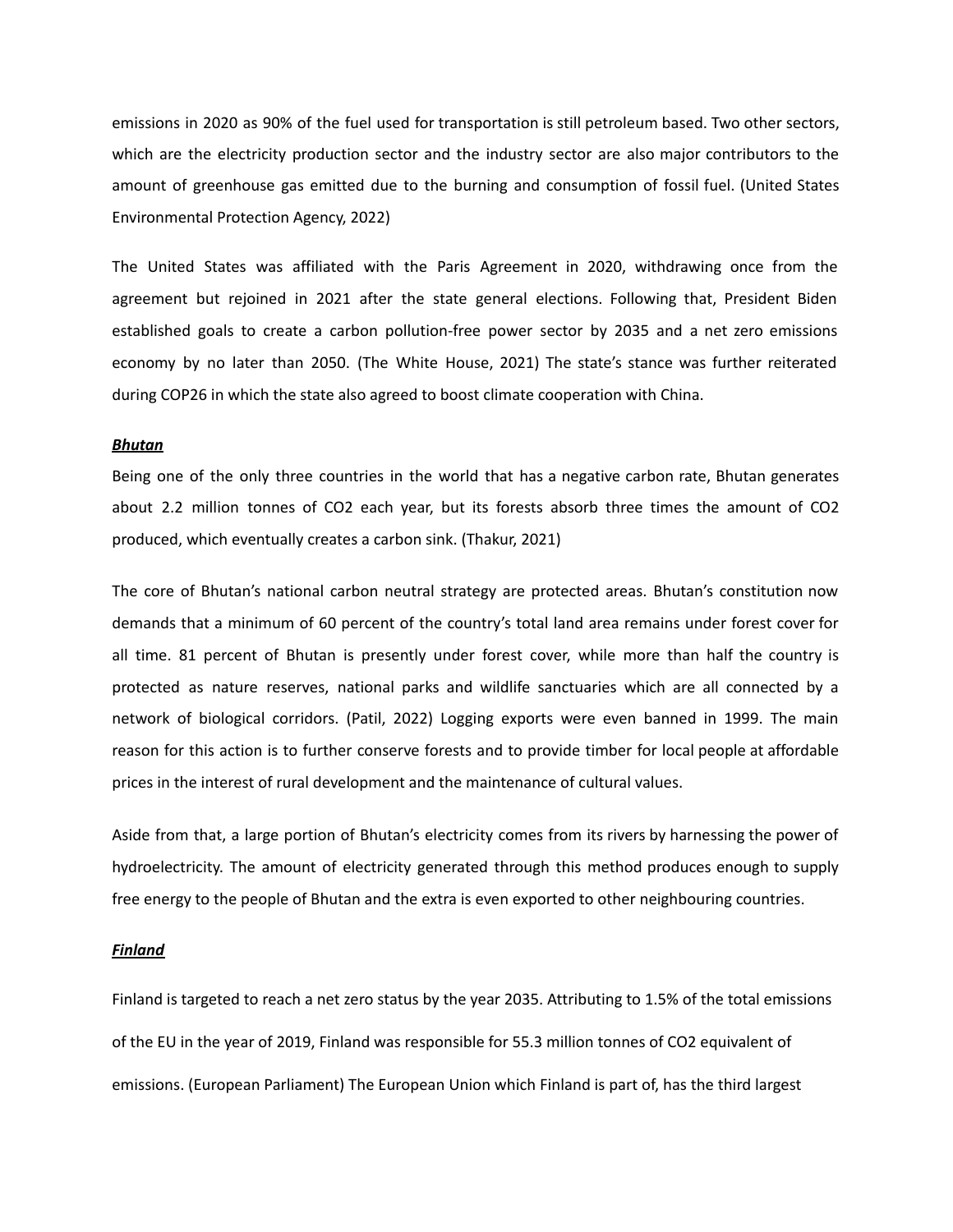emissions in 2020 as 90% of the fuel used for transportation is still petroleum based. Two other sectors, which are the electricity production sector and the industry sector are also major contributors to the amount of greenhouse gas emitted due to the burning and consumption of fossil fuel. (United States Environmental Protection Agency, 2022)

The United States was affiliated with the Paris Agreement in 2020, withdrawing once from the agreement but rejoined in 2021 after the state general elections. Following that, President Biden established goals to create a carbon pollution-free power sector by 2035 and a net zero emissions economy by no later than 2050. (The White House, 2021) The state's stance was further reiterated during COP26 in which the state also agreed to boost climate cooperation with China.

***Bhutan***

Being one of the only three countries in the world that has a negative carbon rate, Bhutan generates about 2.2 million tonnes of $CO_2$ each year, but its forests absorb three times the amount of $CO_2$ produced, which eventually creates a carbon sink. (Thakur, 2021)

The core of Bhutan's national carbon neutral strategy are protected areas. Bhutan's constitution now demands that a minimum of 60 percent of the country's total land area remains under forest cover for all time. 81 percent of Bhutan is presently under forest cover, while more than half the country is protected as nature reserves, national parks and wildlife sanctuaries which are all connected by a network of biological corridors. (Patil, 2022) Logging exports were even banned in 1999. The main reason for this action is to further conserve forests and to provide timber for local people at affordable prices in the interest of rural development and the maintenance of cultural values.

Aside from that, a large portion of Bhutan's electricity comes from its rivers by harnessing the power of hydroelectricity. The amount of electricity generated through this method produces enough to supply free energy to the people of Bhutan and the extra is even exported to other neighbouring countries.

***Finland***

Finland is targeted to reach a net zero status by the year 2035. Attributing to 1.5% of the total emissions of the EU in the year of 2019, Finland was responsible for 55.3 million tonnes of $CO_2$ equivalent of emissions. (European Parliament) The European Union which Finland is part of, has the third largest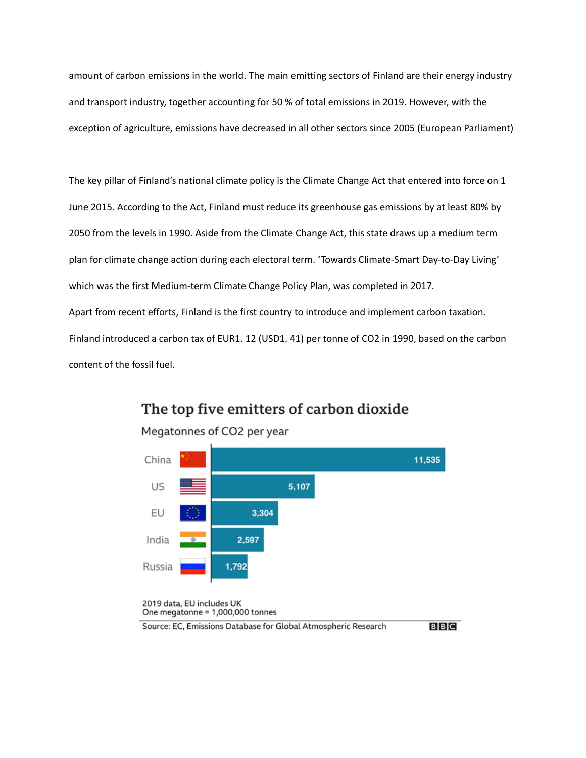amount of carbon emissions in the world. The main emitting sectors of Finland are their energy industry and transport industry, together accounting for 50 % of total emissions in 2019. However, with the exception of agriculture, emissions have decreased in all other sectors since 2005 (European Parliament)

The key pillar of Finland's national climate policy is the Climate Change Act that entered into force on 1 June 2015. According to the Act, Finland must reduce its greenhouse gas emissions by at least 80% by 2050 from the levels in 1990. Aside from the Climate Change Act, this state draws up a medium term plan for climate change action during each electoral term. 'Towards Climate-Smart Day-to-Day Living' which was the first Medium-term Climate Change Policy Plan, was completed in 2017.

Apart from recent efforts, Finland is the first country to introduce and implement carbon taxation. Finland introduced a carbon tax of EUR1. 12 (USD1. 41) per tonne of CO2 in 1990, based on the carbon content of the fossil fuel.

**The top five emitters of carbon dioxide**

Megatonnes of $CO_2$ per year

| Country | Megatonnes of $CO_2$ per year |
| --- | --- |
| China | 11,535 |
| US | 5,107 |
| EU | 3,304 |
| India | 2,597 |
| Russia | 1,792 |

2019 data, EU includes UK
One megatonne = 1,000,000 tonnes

Source: EC, Emissions Database for Global Atmospheric Research — BBC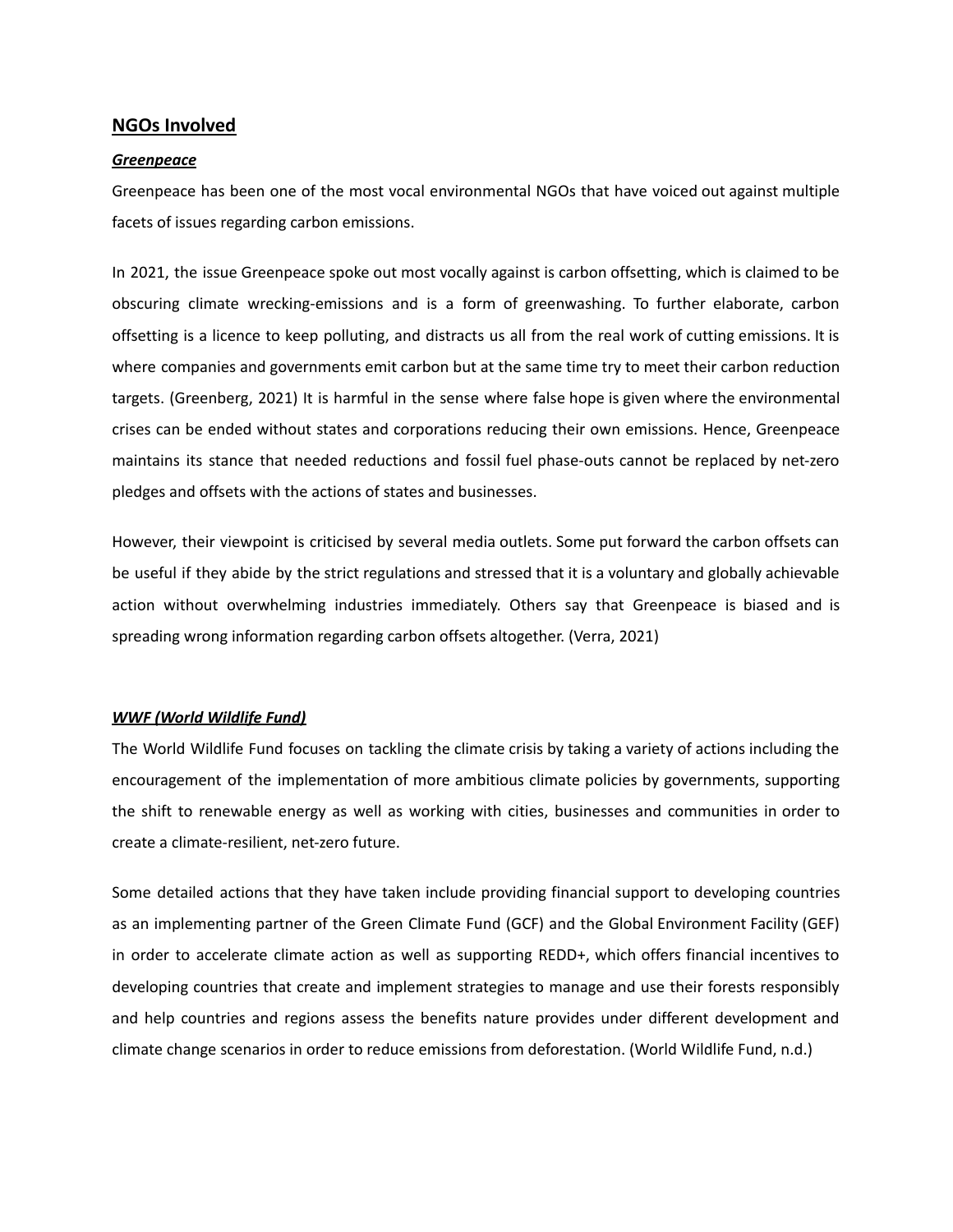## <u>NGOs Involved</u>

### ***<u>Greenpeace</u>***

Greenpeace has been one of the most vocal environmental NGOs that have voiced out against multiple facets of issues regarding carbon emissions.

In 2021, the issue Greenpeace spoke out most vocally against is carbon offsetting, which is claimed to be obscuring climate wrecking-emissions and is a form of greenwashing. To further elaborate, carbon offsetting is a licence to keep polluting, and distracts us all from the real work of cutting emissions. It is where companies and governments emit carbon but at the same time try to meet their carbon reduction targets. (Greenberg, 2021) It is harmful in the sense where false hope is given where the environmental crises can be ended without states and corporations reducing their own emissions. Hence, Greenpeace maintains its stance that needed reductions and fossil fuel phase-outs cannot be replaced by net-zero pledges and offsets with the actions of states and businesses.

However, their viewpoint is criticised by several media outlets. Some put forward the carbon offsets can be useful if they abide by the strict regulations and stressed that it is a voluntary and globally achievable action without overwhelming industries immediately. Others say that Greenpeace is biased and is spreading wrong information regarding carbon offsets altogether. (Verra, 2021)

### ***<u>WWF (World Wildlife Fund)</u>***

The World Wildlife Fund focuses on tackling the climate crisis by taking a variety of actions including the encouragement of the implementation of more ambitious climate policies by governments, supporting the shift to renewable energy as well as working with cities, businesses and communities in order to create a climate-resilient, net-zero future.

Some detailed actions that they have taken include providing financial support to developing countries as an implementing partner of the Green Climate Fund (GCF) and the Global Environment Facility (GEF) in order to accelerate climate action as well as supporting REDD+, which offers financial incentives to developing countries that create and implement strategies to manage and use their forests responsibly and help countries and regions assess the benefits nature provides under different development and climate change scenarios in order to reduce emissions from deforestation. (World Wildlife Fund, n.d.)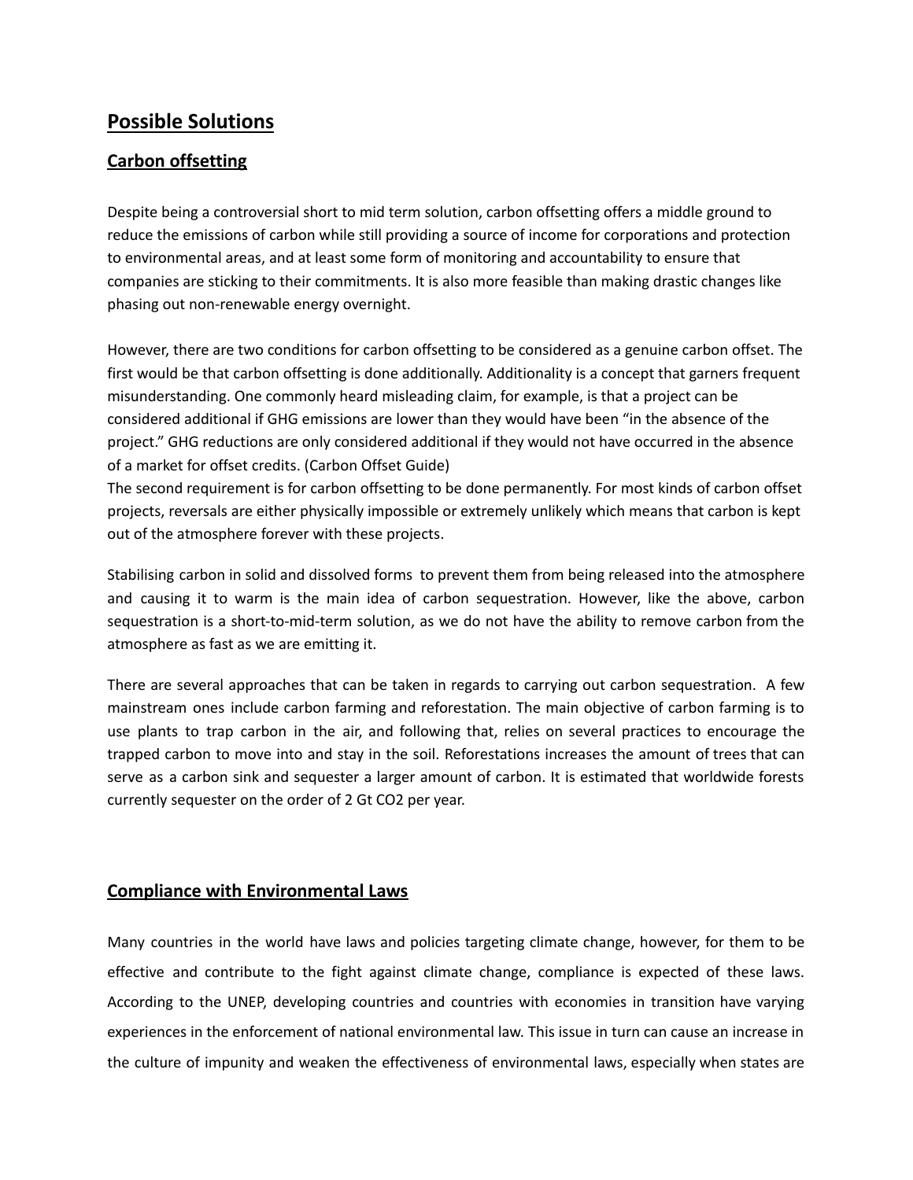## Possible Solutions

### Carbon offsetting

Despite being a controversial short to mid term solution, carbon offsetting offers a middle ground to reduce the emissions of carbon while still providing a source of income for corporations and protection to environmental areas, and at least some form of monitoring and accountability to ensure that companies are sticking to their commitments. It is also more feasible than making drastic changes like phasing out non-renewable energy overnight.

However, there are two conditions for carbon offsetting to be considered as a genuine carbon offset. The first would be that carbon offsetting is done additionally. Additionality is a concept that garners frequent misunderstanding. One commonly heard misleading claim, for example, is that a project can be considered additional if GHG emissions are lower than they would have been "in the absence of the project." GHG reductions are only considered additional if they would not have occurred in the absence of a market for offset credits. (Carbon Offset Guide)
The second requirement is for carbon offsetting to be done permanently. For most kinds of carbon offset projects, reversals are either physically impossible or extremely unlikely which means that carbon is kept out of the atmosphere forever with these projects.

Stabilising carbon in solid and dissolved forms to prevent them from being released into the atmosphere and causing it to warm is the main idea of carbon sequestration. However, like the above, carbon sequestration is a short-to-mid-term solution, as we do not have the ability to remove carbon from the atmosphere as fast as we are emitting it.

There are several approaches that can be taken in regards to carrying out carbon sequestration. A few mainstream ones include carbon farming and reforestation. The main objective of carbon farming is to use plants to trap carbon in the air, and following that, relies on several practices to encourage the trapped carbon to move into and stay in the soil. Reforestations increases the amount of trees that can serve as a carbon sink and sequester a larger amount of carbon. It is estimated that worldwide forests currently sequester on the order of 2 Gt $CO_2$ per year.

### Compliance with Environmental Laws

Many countries in the world have laws and policies targeting climate change, however, for them to be effective and contribute to the fight against climate change, compliance is expected of these laws. According to the UNEP, developing countries and countries with economies in transition have varying experiences in the enforcement of national environmental law. This issue in turn can cause an increase in the culture of impunity and weaken the effectiveness of environmental laws, especially when states are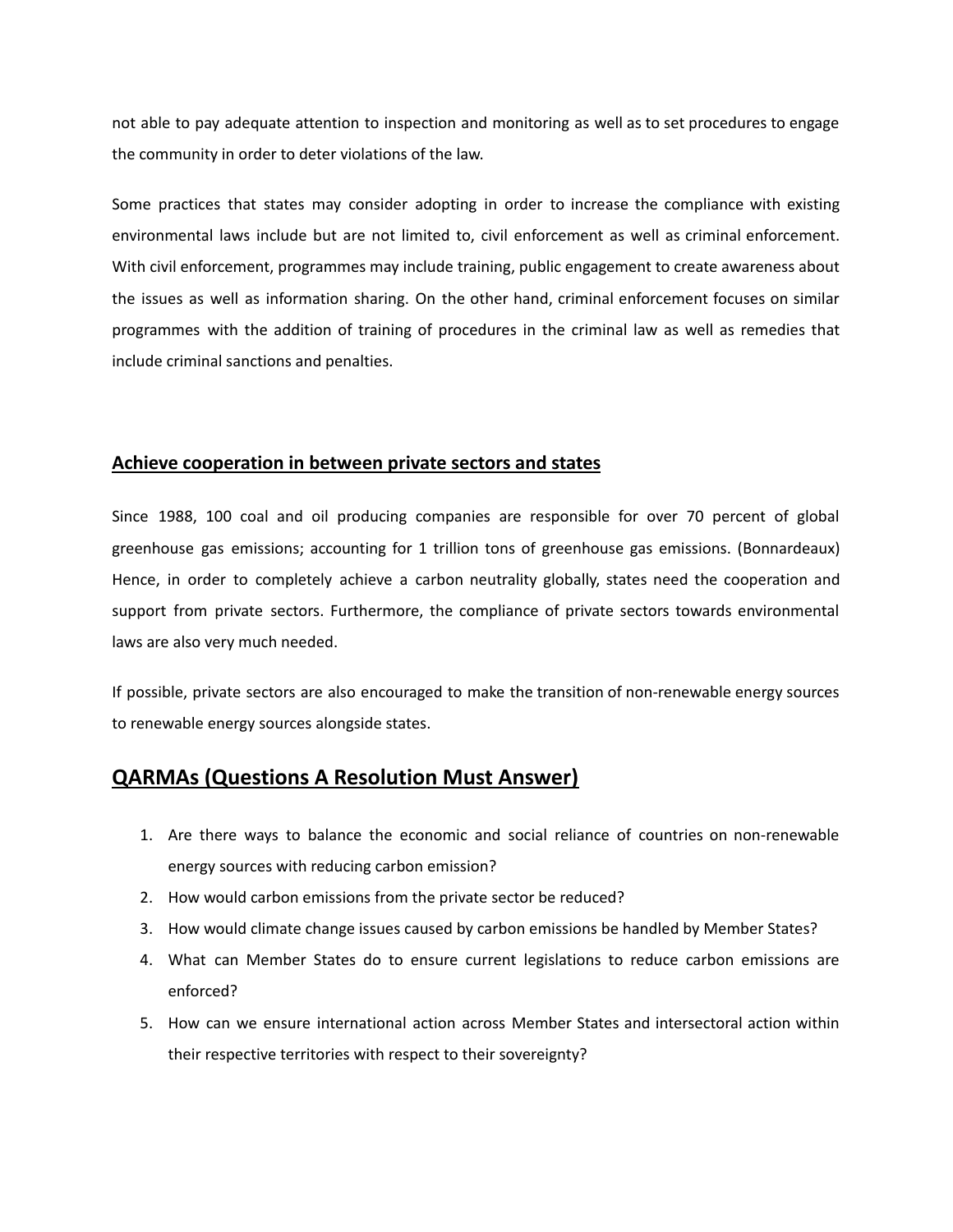not able to pay adequate attention to inspection and monitoring as well as to set procedures to engage the community in order to deter violations of the law.

Some practices that states may consider adopting in order to increase the compliance with existing environmental laws include but are not limited to, civil enforcement as well as criminal enforcement. With civil enforcement, programmes may include training, public engagement to create awareness about the issues as well as information sharing. On the other hand, criminal enforcement focuses on similar programmes with the addition of training of procedures in the criminal law as well as remedies that include criminal sanctions and penalties.

### Achieve cooperation in between private sectors and states

Since 1988, 100 coal and oil producing companies are responsible for over 70 percent of global greenhouse gas emissions; accounting for 1 trillion tons of greenhouse gas emissions. (Bonnardeaux) Hence, in order to completely achieve a carbon neutrality globally, states need the cooperation and support from private sectors. Furthermore, the compliance of private sectors towards environmental laws are also very much needed.

If possible, private sectors are also encouraged to make the transition of non-renewable energy sources to renewable energy sources alongside states.

## QARMAs (Questions A Resolution Must Answer)

1. Are there ways to balance the economic and social reliance of countries on non-renewable energy sources with reducing carbon emission?
2. How would carbon emissions from the private sector be reduced?
3. How would climate change issues caused by carbon emissions be handled by Member States?
4. What can Member States do to ensure current legislations to reduce carbon emissions are enforced?
5. How can we ensure international action across Member States and intersectoral action within their respective territories with respect to their sovereignty?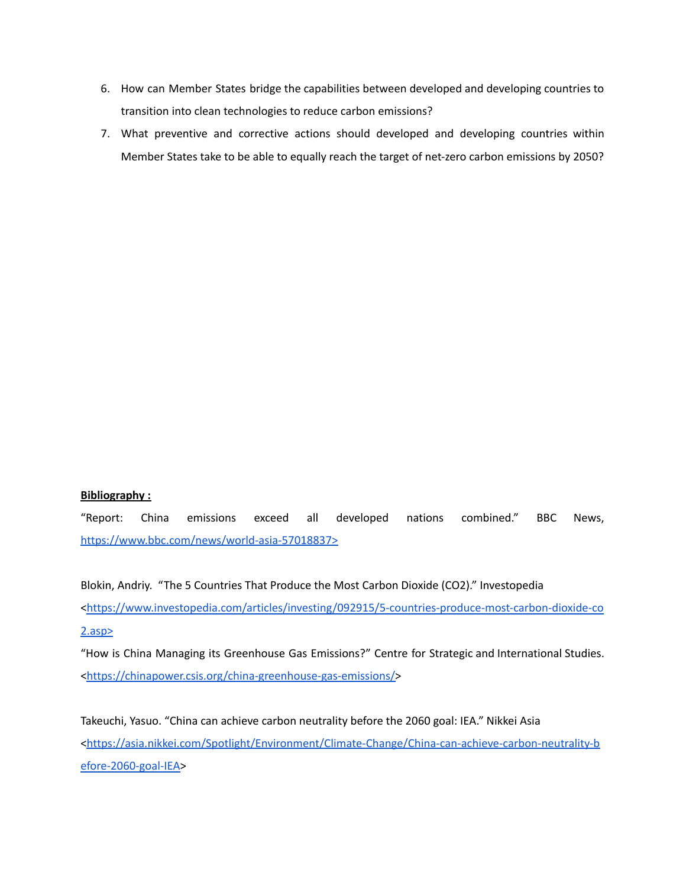6. How can Member States bridge the capabilities between developed and developing countries to transition into clean technologies to reduce carbon emissions?
7. What preventive and corrective actions should developed and developing countries within Member States take to be able to equally reach the target of net-zero carbon emissions by 2050?

**Bibliography :**

"Report: China emissions exceed all developed nations combined." BBC News, https://www.bbc.com/news/world-asia-57018837>

Blokin, Andriy. "The 5 Countries That Produce the Most Carbon Dioxide (CO2)." Investopedia <https://www.investopedia.com/articles/investing/092915/5-countries-produce-most-carbon-dioxide-co2.asp>

"How is China Managing its Greenhouse Gas Emissions?" Centre for Strategic and International Studies. <https://chinapower.csis.org/china-greenhouse-gas-emissions/>

Takeuchi, Yasuo. "China can achieve carbon neutrality before the 2060 goal: IEA." Nikkei Asia <https://asia.nikkei.com/Spotlight/Environment/Climate-Change/China-can-achieve-carbon-neutrality-before-2060-goal-IEA>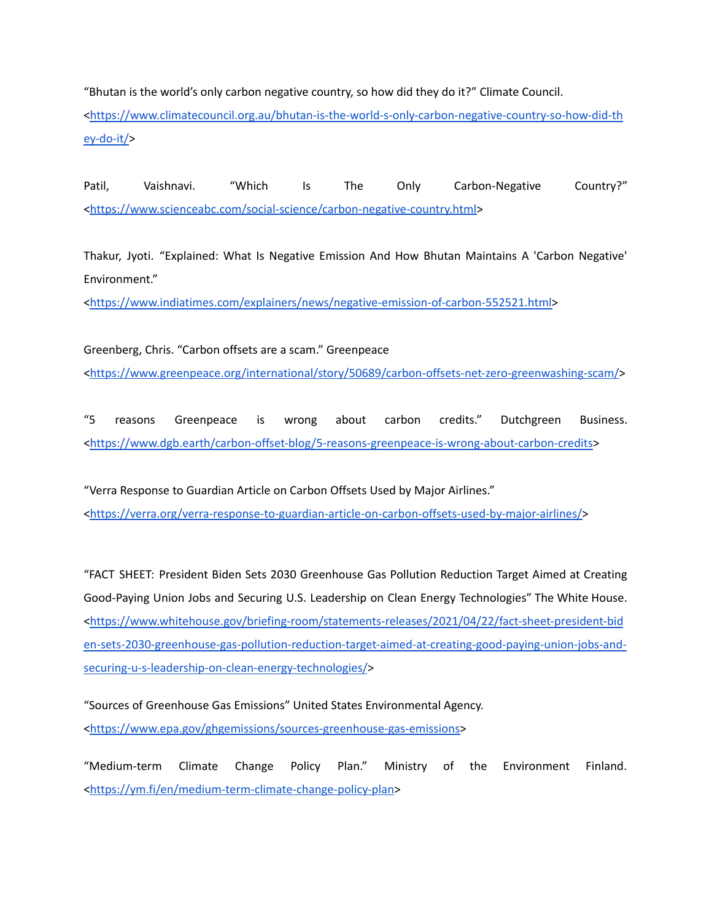“Bhutan is the world’s only carbon negative country, so how did they do it?” Climate Council. <https://www.climatecouncil.org.au/bhutan-is-the-world-s-only-carbon-negative-country-so-how-did-they-do-it/>

Patil, Vaishnavi. “Which Is The Only Carbon-Negative Country?” <https://www.scienceabc.com/social-science/carbon-negative-country.html>

Thakur, Jyoti. “Explained: What Is Negative Emission And How Bhutan Maintains A 'Carbon Negative' Environment.” <https://www.indiatimes.com/explainers/news/negative-emission-of-carbon-552521.html>

Greenberg, Chris. “Carbon offsets are a scam.” Greenpeace <https://www.greenpeace.org/international/story/50689/carbon-offsets-net-zero-greenwashing-scam/>

“5 reasons Greenpeace is wrong about carbon credits.” Dutchgreen Business. <https://www.dgb.earth/carbon-offset-blog/5-reasons-greenpeace-is-wrong-about-carbon-credits>

“Verra Response to Guardian Article on Carbon Offsets Used by Major Airlines.” <https://verra.org/verra-response-to-guardian-article-on-carbon-offsets-used-by-major-airlines/>

“FACT SHEET: President Biden Sets 2030 Greenhouse Gas Pollution Reduction Target Aimed at Creating Good-Paying Union Jobs and Securing U.S. Leadership on Clean Energy Technologies” The White House. <https://www.whitehouse.gov/briefing-room/statements-releases/2021/04/22/fact-sheet-president-biden-sets-2030-greenhouse-gas-pollution-reduction-target-aimed-at-creating-good-paying-union-jobs-and-securing-u-s-leadership-on-clean-energy-technologies/>

“Sources of Greenhouse Gas Emissions” United States Environmental Agency. <https://www.epa.gov/ghgemissions/sources-greenhouse-gas-emissions>

“Medium-term Climate Change Policy Plan.” Ministry of the Environment Finland. <https://ym.fi/en/medium-term-climate-change-policy-plan>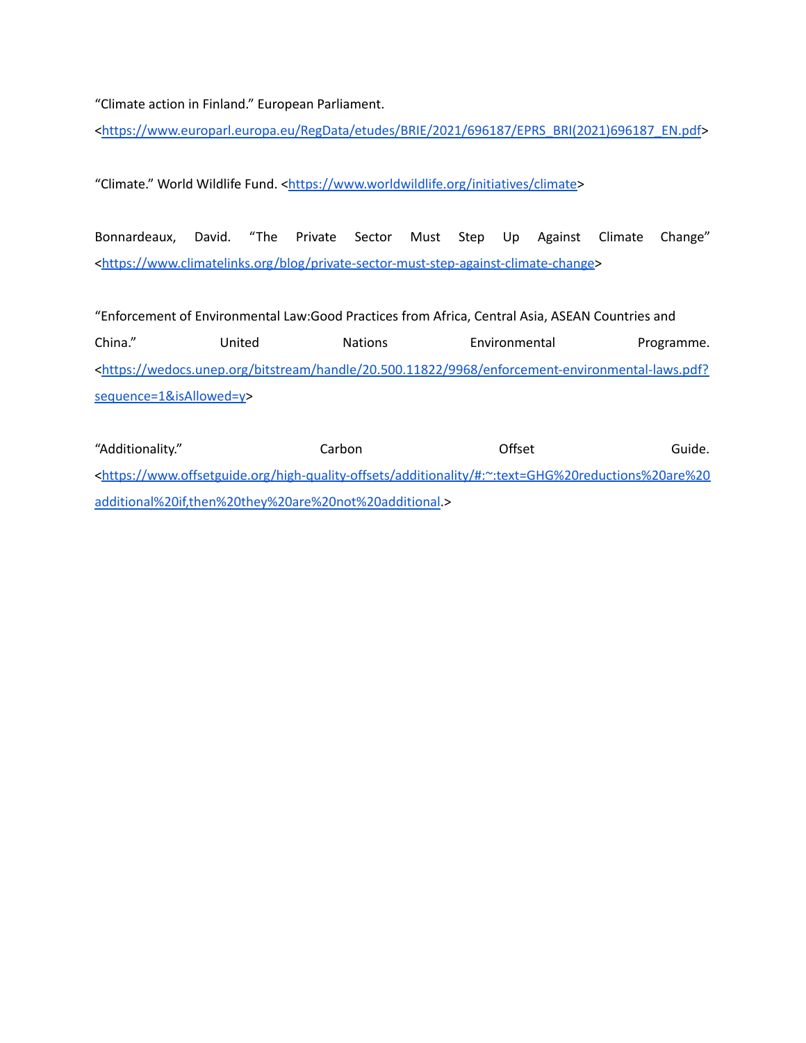"Climate action in Finland." European Parliament. <https://www.europarl.europa.eu/RegData/etudes/BRIE/2021/696187/EPRS_BRI(2021)696187_EN.pdf>

"Climate." World Wildlife Fund. <https://www.worldwildlife.org/initiatives/climate>

Bonnardeaux, David. "The Private Sector Must Step Up Against Climate Change" <https://www.climatelinks.org/blog/private-sector-must-step-against-climate-change>

"Enforcement of Environmental Law:Good Practices from Africa, Central Asia, ASEAN Countries and China." United Nations Environmental Programme. <https://wedocs.unep.org/bitstream/handle/20.500.11822/9968/enforcement-environmental-laws.pdf?sequence=1&isAllowed=y>

"Additionality." Carbon Offset Guide. <https://www.offsetguide.org/high-quality-offsets/additionality/#:~:text=GHG%20reductions%20are%20additional%20if,then%20they%20are%20not%20additional.>